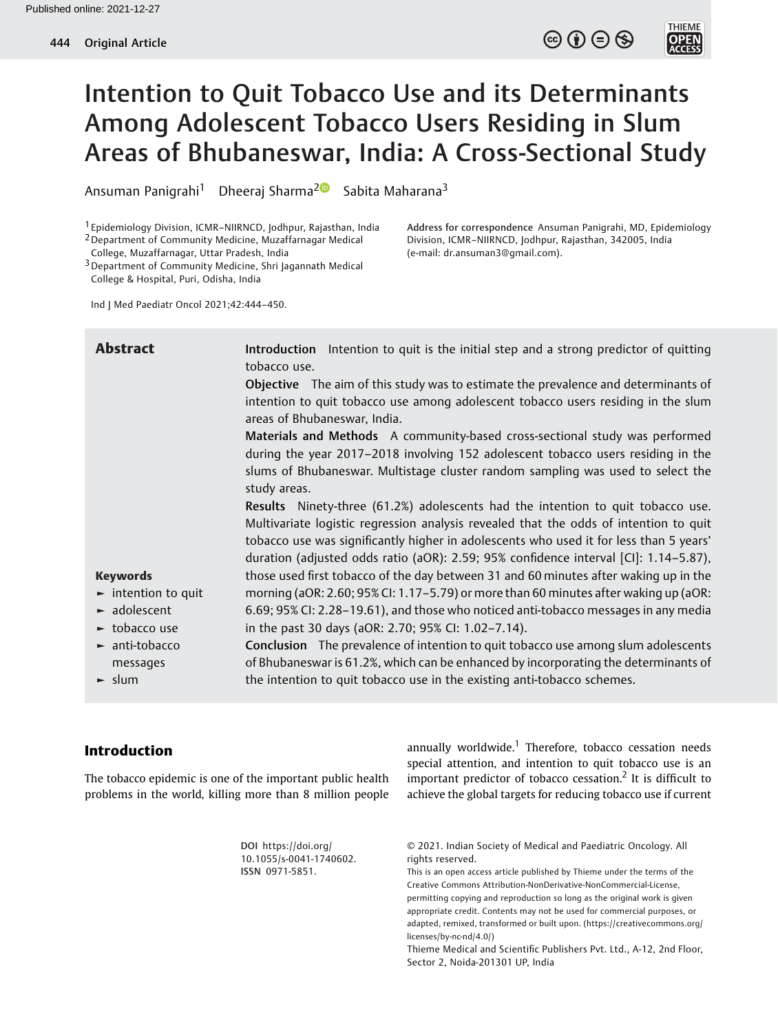# Intention to Quit Tobacco Use and its Determinants Among Adolescent Tobacco Users Residing in Slum Areas of Bhubaneswar, India: A Cross-Sectional Study

Ansuman Panigrahi[1] Dheeraj Sharma[2] Sabita Maharana[3]

[1] Epidemiology Division, ICMR–NIIRNCD, Jodhpur, Rajasthan, India
[2] Department of Community Medicine, Muzaffarnagar Medical College, Muzaffarnagar, Uttar Pradesh, India
[3] Department of Community Medicine, Shri Jagannath Medical College & Hospital, Puri, Odisha, India

**Address for correspondence** Ansuman Panigrahi, MD, Epidemiology Division, ICMR–NIIRNCD, Jodhpur, Rajasthan, 342005, India (e-mail: dr.ansuman3@gmail.com).

Ind J Med Paediatr Oncol 2021;42:444–450.

## Abstract

**Introduction** Intention to quit is the initial step and a strong predictor of quitting tobacco use.

**Objective** The aim of this study was to estimate the prevalence and determinants of intention to quit tobacco use among adolescent tobacco users residing in the slum areas of Bhubaneswar, India.

**Materials and Methods** A community-based cross-sectional study was performed during the year 2017–2018 involving 152 adolescent tobacco users residing in the slums of Bhubaneswar. Multistage cluster random sampling was used to select the study areas.

**Results** Ninety-three (61.2%) adolescents had the intention to quit tobacco use. Multivariate logistic regression analysis revealed that the odds of intention to quit tobacco use was significantly higher in adolescents who used it for less than 5 years' duration (adjusted odds ratio (aOR): 2.59; 95% confidence interval [CI]: 1.14–5.87), those used first tobacco of the day between 31 and 60 minutes after waking up in the morning (aOR: 2.60; 95% CI: 1.17–5.79) or more than 60 minutes after waking up (aOR: 6.69; 95% CI: 2.28–19.61), and those who noticed anti-tobacco messages in any media in the past 30 days (aOR: 2.70; 95% CI: 1.02–7.14).

**Conclusion** The prevalence of intention to quit tobacco use among slum adolescents of Bhubaneswar is 61.2%, which can be enhanced by incorporating the determinants of the intention to quit tobacco use in the existing anti-tobacco schemes.

**Keywords**
- intention to quit
- adolescent
- tobacco use
- anti-tobacco messages
- slum

## Introduction

The tobacco epidemic is one of the important public health problems in the world, killing more than 8 million people annually worldwide.[1] Therefore, tobacco cessation needs special attention, and intention to quit tobacco use is an important predictor of tobacco cessation.[2] It is difficult to achieve the global targets for reducing tobacco use if current

DOI https://doi.org/10.1055/s-0041-1740602.
ISSN 0971-5851.

© 2021. Indian Society of Medical and Paediatric Oncology. All rights reserved.
This is an open access article published by Thieme under the terms of the Creative Commons Attribution-NonDerivative-NonCommercial-License, permitting copying and reproduction so long as the original work is given appropriate credit. Contents may not be used for commercial purposes, or adapted, remixed, transformed or built upon. (https://creativecommons.org/licenses/by-nc-nd/4.0/)
Thieme Medical and Scientific Publishers Pvt. Ltd., A-12, 2nd Floor, Sector 2, Noida-201301 UP, India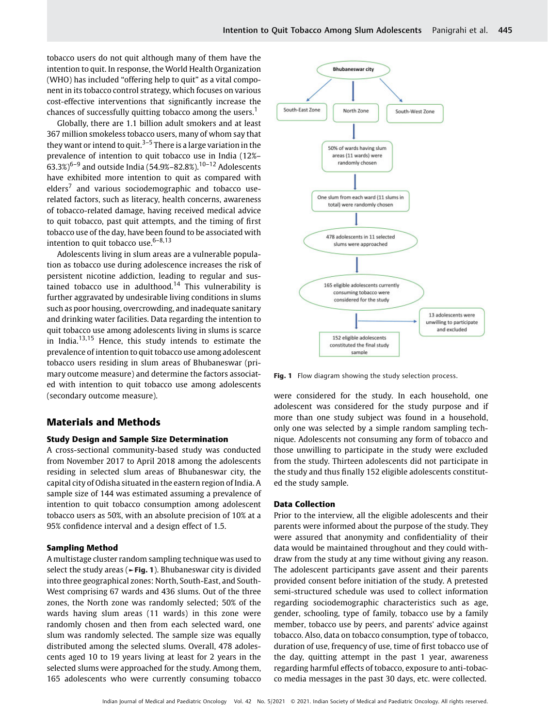tobacco users do not quit although many of them have the intention to quit. In response, the World Health Organization (WHO) has included "offering help to quit" as a vital component in its tobacco control strategy, which focuses on various cost-effective interventions that significantly increase the chances of successfully quitting tobacco among the users.[1]

Globally, there are 1.1 billion adult smokers and at least 367 million smokeless tobacco users, many of whom say that they want or intend to quit.[3–5] There is a large variation in the prevalence of intention to quit tobacco use in India (12%–63.3%)[6–9] and outside India (54.9%–82.8%).[10–12] Adolescents have exhibited more intention to quit as compared with elders[7] and various sociodemographic and tobacco use-related factors, such as literacy, health concerns, awareness of tobacco-related damage, having received medical advice to quit tobacco, past quit attempts, and the timing of first tobacco use of the day, have been found to be associated with intention to quit tobacco use.[6–8,13]

Adolescents living in slum areas are a vulnerable population as tobacco use during adolescence increases the risk of persistent nicotine addiction, leading to regular and sustained tobacco use in adulthood.[14] This vulnerability is further aggravated by undesirable living conditions in slums such as poor housing, overcrowding, and inadequate sanitary and drinking water facilities. Data regarding the intention to quit tobacco use among adolescents living in slums is scarce in India.[13,15] Hence, this study intends to estimate the prevalence of intention to quit tobacco use among adolescent tobacco users residing in slum areas of Bhubaneswar (primary outcome measure) and determine the factors associated with intention to quit tobacco use among adolescents (secondary outcome measure).

## Materials and Methods

### Study Design and Sample Size Determination

A cross-sectional community-based study was conducted from November 2017 to April 2018 among the adolescents residing in selected slum areas of Bhubaneswar city, the capital city of Odisha situated in the eastern region of India. A sample size of 144 was estimated assuming a prevalence of intention to quit tobacco consumption among adolescent tobacco users as 50%, with an absolute precision of 10% at a 95% confidence interval and a design effect of 1.5.

### Sampling Method

A multistage cluster random sampling technique was used to select the study areas (►Fig. 1). Bhubaneswar city is divided into three geographical zones: North, South-East, and South-West comprising 67 wards and 436 slums. Out of the three zones, the North zone was randomly selected; 50% of the wards having slum areas (11 wards) in this zone were randomly chosen and then from each selected ward, one slum was randomly selected. The sample size was equally distributed among the selected slums. Overall, 478 adolescents aged 10 to 19 years living at least for 2 years in the selected slums were approached for the study. Among them, 165 adolescents who were currently consuming tobacco were considered for the study. In each household, one adolescent was considered for the study purpose and if more than one study subject was found in a household, only one was selected by a simple random sampling technique. Adolescents not consuming any form of tobacco and those unwilling to participate in the study were excluded from the study. Thirteen adolescents did not participate in the study and thus finally 152 eligible adolescents constituted the study sample.

- Bhubaneswar city → South-East Zone; North Zone; South-West Zone
- North Zone → 50% of wards having slum areas (11 wards) were randomly chosen
- One slum from each ward (11 slums in total) were randomly chosen
- 478 adolescents in 11 selected slums were approached
- 165 eligible adolescents currently consuming tobacco were considered for the study → 13 adolescents were unwilling to participate and excluded
- 152 eligible adolescents constituted the final study sample

**Fig. 1** Flow diagram showing the study selection process.

### Data Collection

Prior to the interview, all the eligible adolescents and their parents were informed about the purpose of the study. They were assured that anonymity and confidentiality of their data would be maintained throughout and they could withdraw from the study at any time without giving any reason. The adolescent participants gave assent and their parents provided consent before initiation of the study. A pretested semi-structured schedule was used to collect information regarding sociodemographic characteristics such as age, gender, schooling, type of family, tobacco use by a family member, tobacco use by peers, and parents' advice against tobacco. Also, data on tobacco consumption, type of tobacco, duration of use, frequency of use, time of first tobacco use of the day, quitting attempt in the past 1 year, awareness regarding harmful effects of tobacco, exposure to anti-tobacco media messages in the past 30 days, etc. were collected.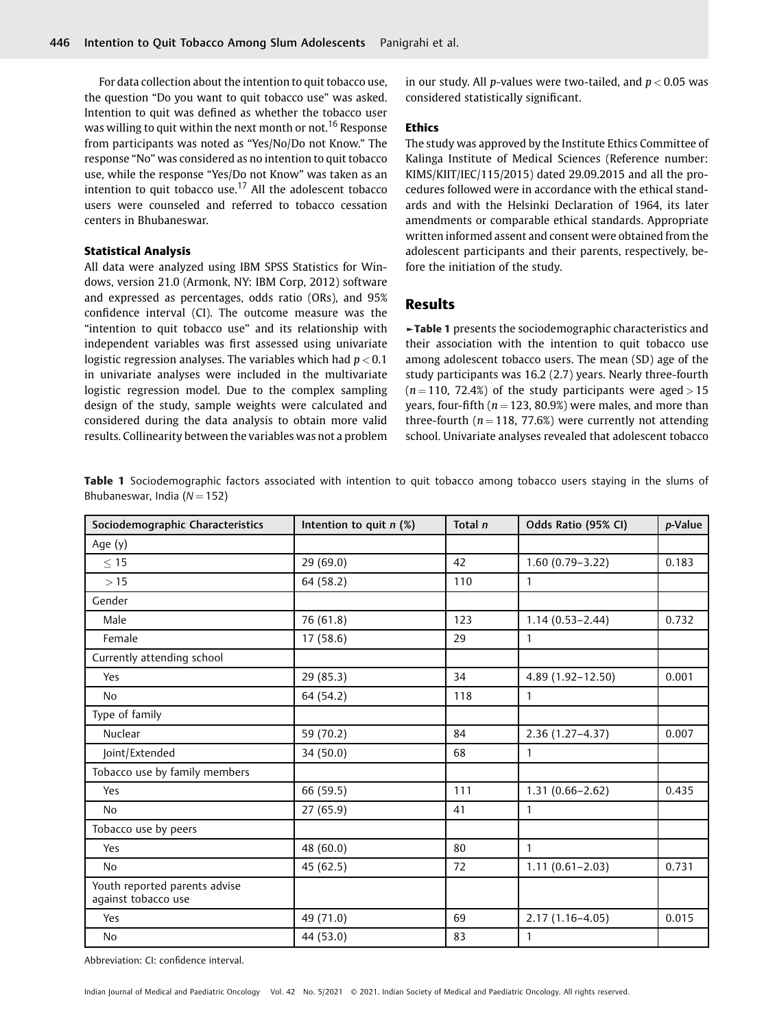For data collection about the intention to quit tobacco use, the question "Do you want to quit tobacco use" was asked. Intention to quit was defined as whether the tobacco user was willing to quit within the next month or not.[16] Response from participants was noted as "Yes/No/Do not Know." The response "No" was considered as no intention to quit tobacco use, while the response "Yes/Do not Know" was taken as an intention to quit tobacco use.[17] All the adolescent tobacco users were counseled and referred to tobacco cessation centers in Bhubaneswar.

### Statistical Analysis

All data were analyzed using IBM SPSS Statistics for Windows, version 21.0 (Armonk, NY: IBM Corp, 2012) software and expressed as percentages, odds ratio (ORs), and 95% confidence interval (CI). The outcome measure was the "intention to quit tobacco use" and its relationship with independent variables was first assessed using univariate logistic regression analyses. The variables which had $p < 0.1$ in univariate analyses were included in the multivariate logistic regression model. Due to the complex sampling design of the study, sample weights were calculated and considered during the data analysis to obtain more valid results. Collinearity between the variables was not a problem in our study. All *p*-values were two-tailed, and $p < 0.05$ was considered statistically significant.

### Ethics

The study was approved by the Institute Ethics Committee of Kalinga Institute of Medical Sciences (Reference number: KIMS/KIIT/IEC/115/2015) dated 29.09.2015 and all the procedures followed were in accordance with the ethical standards and with the Helsinki Declaration of 1964, its later amendments or comparable ethical standards. Appropriate written informed assent and consent were obtained from the adolescent participants and their parents, respectively, before the initiation of the study.

## Results

►**Table 1** presents the sociodemographic characteristics and their association with the intention to quit tobacco use among adolescent tobacco users. The mean (SD) age of the study participants was 16.2 (2.7) years. Nearly three-fourth ($n = 110$, 72.4%) of the study participants were aged > 15 years, four-fifth ($n = 123$, 80.9%) were males, and more than three-fourth ($n = 118$, 77.6%) were currently not attending school. Univariate analyses revealed that adolescent tobacco

**Table 1** Sociodemographic factors associated with intention to quit tobacco among tobacco users staying in the slums of Bhubaneswar, India ($N = 152$)

| Sociodemographic Characteristics | Intention to quit *n* (%) | Total *n* | Odds Ratio (95% CI) | *p*-Value |
|---|---|---|---|---|
| Age (y) | | | | |
| ≤ 15 | 29 (69.0) | 42 | 1.60 (0.79–3.22) | 0.183 |
| > 15 | 64 (58.2) | 110 | 1 | |
| Gender | | | | |
| Male | 76 (61.8) | 123 | 1.14 (0.53–2.44) | 0.732 |
| Female | 17 (58.6) | 29 | 1 | |
| Currently attending school | | | | |
| Yes | 29 (85.3) | 34 | 4.89 (1.92–12.50) | 0.001 |
| No | 64 (54.2) | 118 | 1 | |
| Type of family | | | | |
| Nuclear | 59 (70.2) | 84 | 2.36 (1.27–4.37) | 0.007 |
| Joint/Extended | 34 (50.0) | 68 | 1 | |
| Tobacco use by family members | | | | |
| Yes | 66 (59.5) | 111 | 1.31 (0.66–2.62) | 0.435 |
| No | 27 (65.9) | 41 | 1 | |
| Tobacco use by peers | | | | |
| Yes | 48 (60.0) | 80 | 1 | |
| No | 45 (62.5) | 72 | 1.11 (0.61–2.03) | 0.731 |
| Youth reported parents advise against tobacco use | | | | |
| Yes | 49 (71.0) | 69 | 2.17 (1.16–4.05) | 0.015 |
| No | 44 (53.0) | 83 | 1 | |

Abbreviation: CI: confidence interval.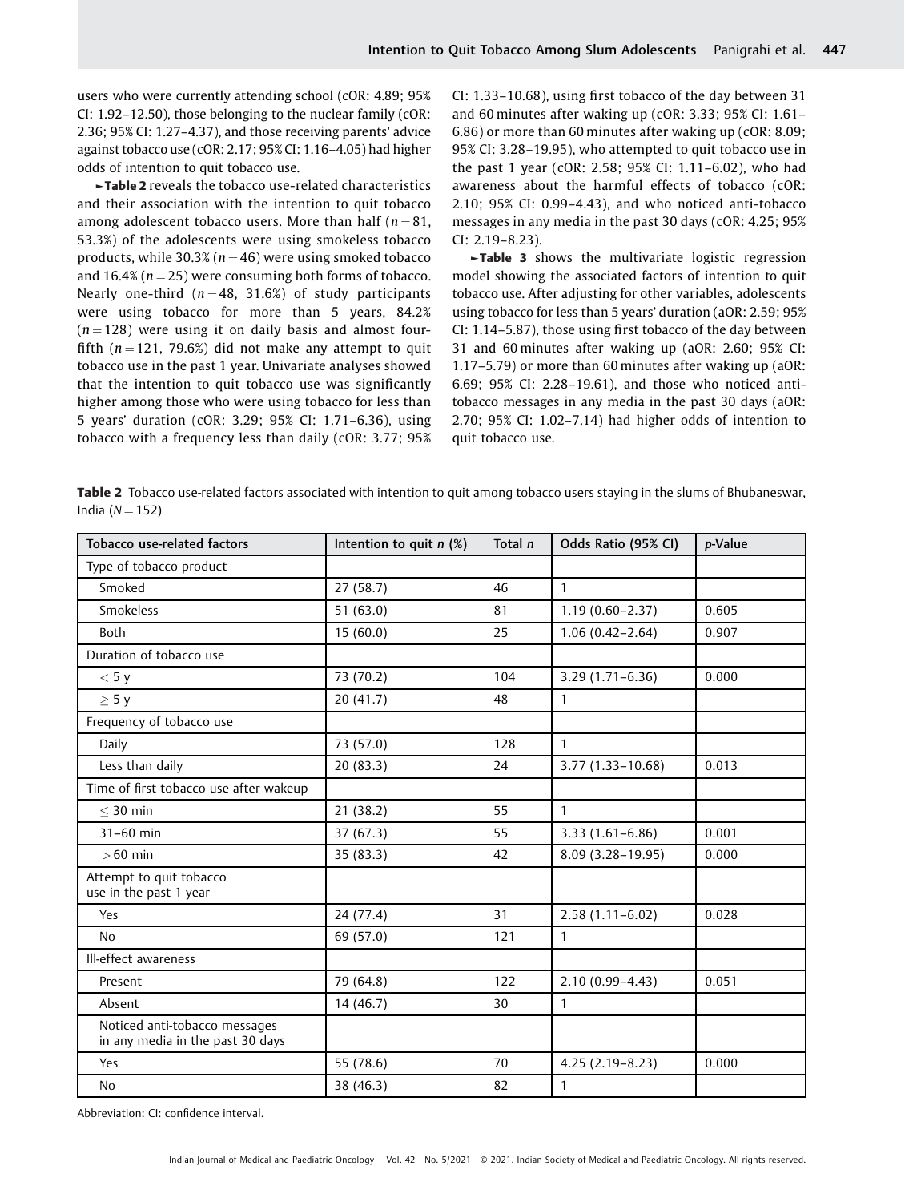users who were currently attending school (cOR: 4.89; 95% CI: 1.92–12.50), those belonging to the nuclear family (cOR: 2.36; 95% CI: 1.27–4.37), and those receiving parents' advice against tobacco use (cOR: 2.17; 95% CI: 1.16–4.05) had higher odds of intention to quit tobacco use.

►Table 2 reveals the tobacco use-related characteristics and their association with the intention to quit tobacco among adolescent tobacco users. More than half ($n = 81$, 53.3%) of the adolescents were using smokeless tobacco products, while 30.3% ($n = 46$) were using smoked tobacco and 16.4% ($n = 25$) were consuming both forms of tobacco. Nearly one-third ($n = 48$, 31.6%) of study participants were using tobacco for more than 5 years, 84.2% ($n = 128$) were using it on daily basis and almost four-fifth ($n = 121$, 79.6%) did not make any attempt to quit tobacco use in the past 1 year. Univariate analyses showed that the intention to quit tobacco use was significantly higher among those who were using tobacco for less than 5 years' duration (cOR: 3.29; 95% CI: 1.71–6.36), using tobacco with a frequency less than daily (cOR: 3.77; 95% CI: 1.33–10.68), using first tobacco of the day between 31 and 60 minutes after waking up (cOR: 3.33; 95% CI: 1.61–6.86) or more than 60 minutes after waking up (cOR: 8.09; 95% CI: 3.28–19.95), who attempted to quit tobacco use in the past 1 year (cOR: 2.58; 95% CI: 1.11–6.02), who had awareness about the harmful effects of tobacco (cOR: 2.10; 95% CI: 0.99–4.43), and who noticed anti-tobacco messages in any media in the past 30 days (cOR: 4.25; 95% CI: 2.19–8.23).

►Table 3 shows the multivariate logistic regression model showing the associated factors of intention to quit tobacco use. After adjusting for other variables, adolescents using tobacco for less than 5 years' duration (aOR: 2.59; 95% CI: 1.14–5.87), those using first tobacco of the day between 31 and 60 minutes after waking up (aOR: 2.60; 95% CI: 1.17–5.79) or more than 60 minutes after waking up (aOR: 6.69; 95% CI: 2.28–19.61), and those who noticed anti-tobacco messages in any media in the past 30 days (aOR: 2.70; 95% CI: 1.02–7.14) had higher odds of intention to quit tobacco use.

**Table 2** Tobacco use-related factors associated with intention to quit among tobacco users staying in the slums of Bhubaneswar, India ($N = 152$)

| Tobacco use-related factors | Intention to quit *n* (%) | Total *n* | Odds Ratio (95% CI) | *p*-Value |
|---|---|---|---|---|
| Type of tobacco product | | | | |
| Smoked | 27 (58.7) | 46 | 1 | |
| Smokeless | 51 (63.0) | 81 | 1.19 (0.60–2.37) | 0.605 |
| Both | 15 (60.0) | 25 | 1.06 (0.42–2.64) | 0.907 |
| Duration of tobacco use | | | | |
| < 5 y | 73 (70.2) | 104 | 3.29 (1.71–6.36) | 0.000 |
| ≥ 5 y | 20 (41.7) | 48 | 1 | |
| Frequency of tobacco use | | | | |
| Daily | 73 (57.0) | 128 | 1 | |
| Less than daily | 20 (83.3) | 24 | 3.77 (1.33–10.68) | 0.013 |
| Time of first tobacco use after wakeup | | | | |
| ≤ 30 min | 21 (38.2) | 55 | 1 | |
| 31–60 min | 37 (67.3) | 55 | 3.33 (1.61–6.86) | 0.001 |
| > 60 min | 35 (83.3) | 42 | 8.09 (3.28–19.95) | 0.000 |
| Attempt to quit tobacco use in the past 1 year | | | | |
| Yes | 24 (77.4) | 31 | 2.58 (1.11–6.02) | 0.028 |
| No | 69 (57.0) | 121 | 1 | |
| Ill-effect awareness | | | | |
| Present | 79 (64.8) | 122 | 2.10 (0.99–4.43) | 0.051 |
| Absent | 14 (46.7) | 30 | 1 | |
| Noticed anti-tobacco messages in any media in the past 30 days | | | | |
| Yes | 55 (78.6) | 70 | 4.25 (2.19–8.23) | 0.000 |
| No | 38 (46.3) | 82 | 1 | |

Abbreviation: CI: confidence interval.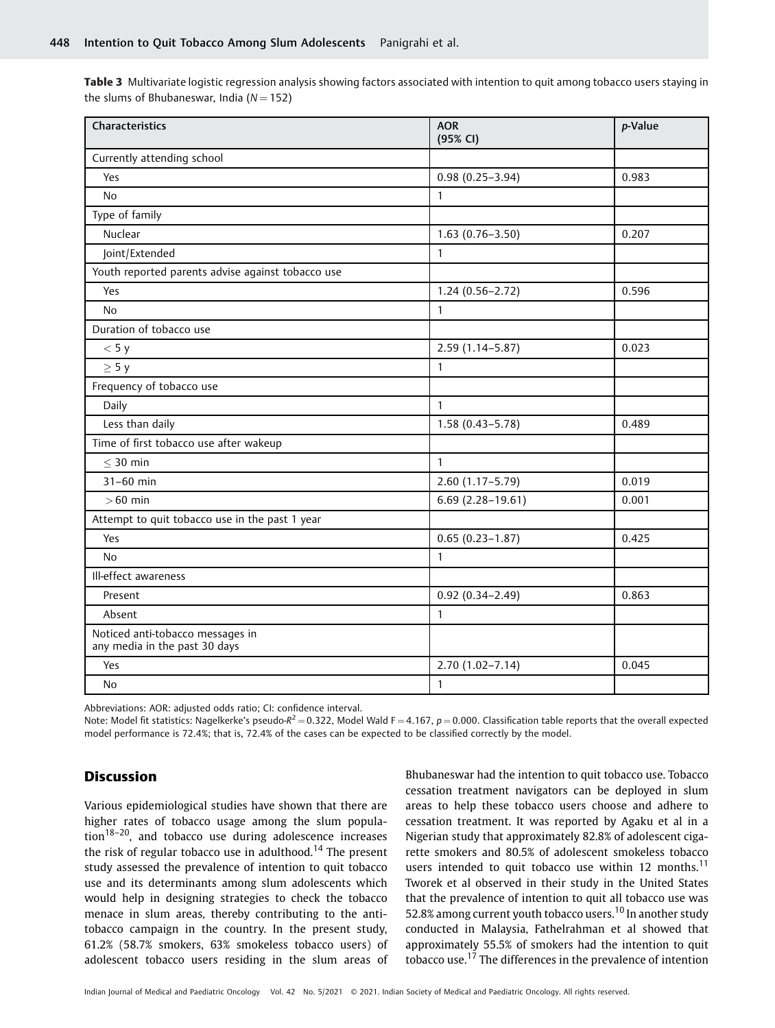**Table 3** Multivariate logistic regression analysis showing factors associated with intention to quit among tobacco users staying in the slums of Bhubaneswar, India ($N = 152$)

| Characteristics | AOR (95% CI) | *p*-Value |
|---|---|---|
| Currently attending school | | |
| Yes | 0.98 (0.25–3.94) | 0.983 |
| No | 1 | |
| Type of family | | |
| Nuclear | 1.63 (0.76–3.50) | 0.207 |
| Joint/Extended | 1 | |
| Youth reported parents advise against tobacco use | | |
| Yes | 1.24 (0.56–2.72) | 0.596 |
| No | 1 | |
| Duration of tobacco use | | |
| < 5 y | 2.59 (1.14–5.87) | 0.023 |
| ≥ 5 y | 1 | |
| Frequency of tobacco use | | |
| Daily | 1 | |
| Less than daily | 1.58 (0.43–5.78) | 0.489 |
| Time of first tobacco use after wakeup | | |
| ≤ 30 min | 1 | |
| 31–60 min | 2.60 (1.17–5.79) | 0.019 |
| > 60 min | 6.69 (2.28–19.61) | 0.001 |
| Attempt to quit tobacco use in the past 1 year | | |
| Yes | 0.65 (0.23–1.87) | 0.425 |
| No | 1 | |
| Ill-effect awareness | | |
| Present | 0.92 (0.34–2.49) | 0.863 |
| Absent | 1 | |
| Noticed anti-tobacco messages in any media in the past 30 days | | |
| Yes | 2.70 (1.02–7.14) | 0.045 |
| No | 1 | |

Abbreviations: AOR: adjusted odds ratio; CI: confidence interval.

Note: Model fit statistics: Nagelkerke's pseudo-$R^2 = 0.322$, Model Wald $F = 4.167$, $p = 0.000$. Classification table reports that the overall expected model performance is 72.4%; that is, 72.4% of the cases can be expected to be classified correctly by the model.

## Discussion

Various epidemiological studies have shown that there are higher rates of tobacco usage among the slum population[18–20], and tobacco use during adolescence increases the risk of regular tobacco use in adulthood.[14] The present study assessed the prevalence of intention to quit tobacco use and its determinants among slum adolescents which would help in designing strategies to check the tobacco menace in slum areas, thereby contributing to the anti-tobacco campaign in the country. In the present study, 61.2% (58.7% smokers, 63% smokeless tobacco users) of adolescent tobacco users residing in the slum areas of Bhubaneswar had the intention to quit tobacco use. Tobacco cessation treatment navigators can be deployed in slum areas to help these tobacco users choose and adhere to cessation treatment. It was reported by Agaku et al in a Nigerian study that approximately 82.8% of adolescent cigarette smokers and 80.5% of adolescent smokeless tobacco users intended to quit tobacco use within 12 months.[11] Tworek et al observed in their study in the United States that the prevalence of intention to quit all tobacco use was 52.8% among current youth tobacco users.[10] In another study conducted in Malaysia, Fathelrahman et al showed that approximately 55.5% of smokers had the intention to quit tobacco use.[17] The differences in the prevalence of intention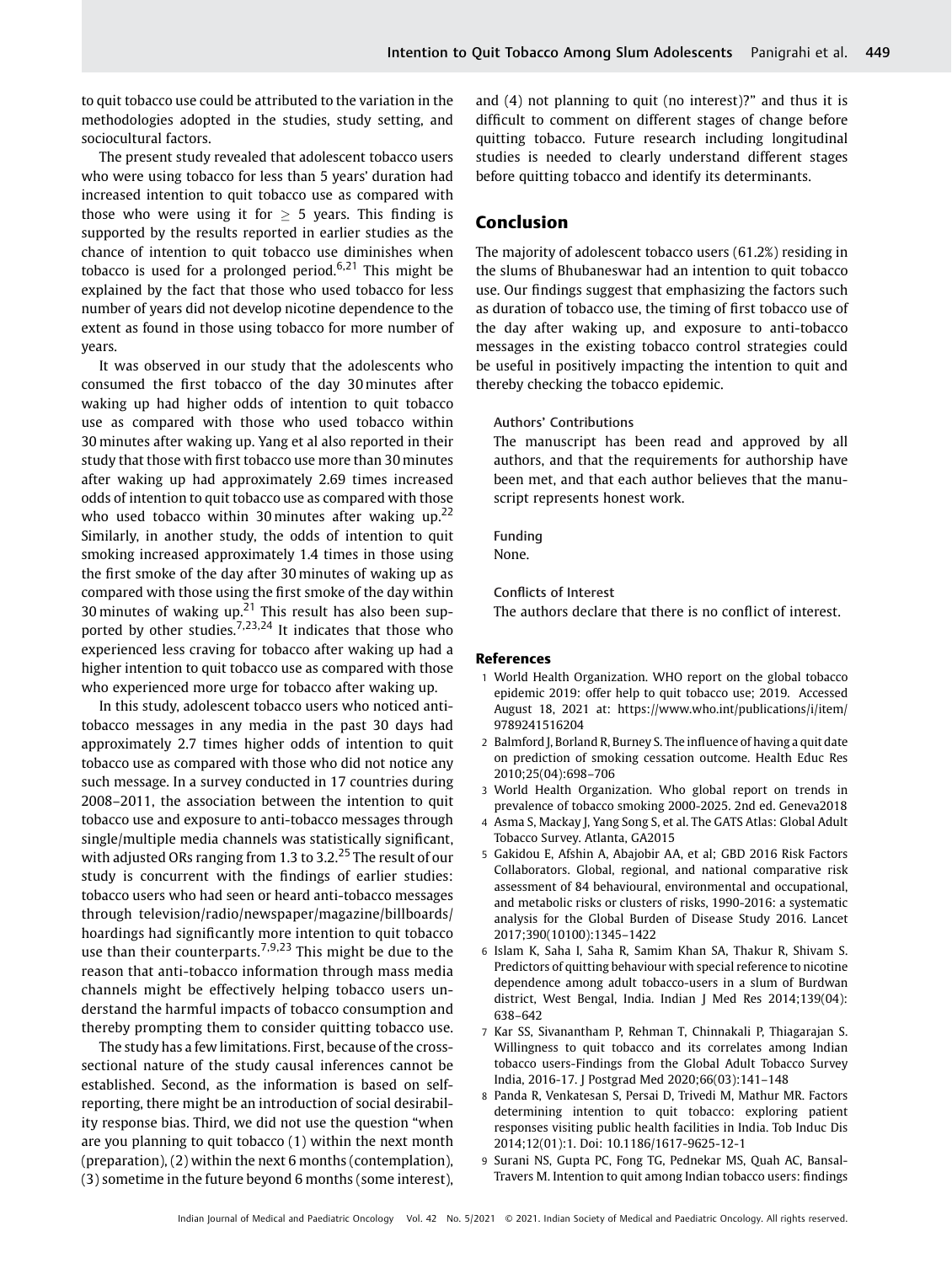to quit tobacco use could be attributed to the variation in the methodologies adopted in the studies, study setting, and sociocultural factors.

The present study revealed that adolescent tobacco users who were using tobacco for less than 5 years' duration had increased intention to quit tobacco use as compared with those who were using it for $\geq$ 5 years. This finding is supported by the results reported in earlier studies as the chance of intention to quit tobacco use diminishes when tobacco is used for a prolonged period.[6,21] This might be explained by the fact that those who used tobacco for less number of years did not develop nicotine dependence to the extent as found in those using tobacco for more number of years.

It was observed in our study that the adolescents who consumed the first tobacco of the day 30 minutes after waking up had higher odds of intention to quit tobacco use as compared with those who used tobacco within 30 minutes after waking up. Yang et al also reported in their study that those with first tobacco use more than 30 minutes after waking up had approximately 2.69 times increased odds of intention to quit tobacco use as compared with those who used tobacco within 30 minutes after waking up.[22] Similarly, in another study, the odds of intention to quit smoking increased approximately 1.4 times in those using the first smoke of the day after 30 minutes of waking up as compared with those using the first smoke of the day within 30 minutes of waking up.[21] This result has also been supported by other studies.[7,23,24] It indicates that those who experienced less craving for tobacco after waking up had a higher intention to quit tobacco use as compared with those who experienced more urge for tobacco after waking up.

In this study, adolescent tobacco users who noticed anti-tobacco messages in any media in the past 30 days had approximately 2.7 times higher odds of intention to quit tobacco use as compared with those who did not notice any such message. In a survey conducted in 17 countries during 2008–2011, the association between the intention to quit tobacco use and exposure to anti-tobacco messages through single/multiple media channels was statistically significant, with adjusted ORs ranging from 1.3 to 3.2.[25] The result of our study is concurrent with the findings of earlier studies: tobacco users who had seen or heard anti-tobacco messages through television/radio/newspaper/magazine/billboards/hoardings had significantly more intention to quit tobacco use than their counterparts.[7,9,23] This might be due to the reason that anti-tobacco information through mass media channels might be effectively helping tobacco users understand the harmful impacts of tobacco consumption and thereby prompting them to consider quitting tobacco use.

The study has a few limitations. First, because of the cross-sectional nature of the study causal inferences cannot be established. Second, as the information is based on self-reporting, there might be an introduction of social desirability response bias. Third, we did not use the question "when are you planning to quit tobacco (1) within the next month (preparation), (2) within the next 6 months (contemplation), (3) sometime in the future beyond 6 months (some interest), and (4) not planning to quit (no interest)?" and thus it is difficult to comment on different stages of change before quitting tobacco. Future research including longitudinal studies is needed to clearly understand different stages before quitting tobacco and identify its determinants.

## Conclusion

The majority of adolescent tobacco users (61.2%) residing in the slums of Bhubaneswar had an intention to quit tobacco use. Our findings suggest that emphasizing the factors such as duration of tobacco use, the timing of first tobacco use of the day after waking up, and exposure to anti-tobacco messages in the existing tobacco control strategies could be useful in positively impacting the intention to quit and thereby checking the tobacco epidemic.

**Authors' Contributions**

The manuscript has been read and approved by all authors, and that the requirements for authorship have been met, and that each author believes that the manuscript represents honest work.

**Funding**

None.

**Conflicts of Interest**

The authors declare that there is no conflict of interest.

## References

1. World Health Organization. WHO report on the global tobacco epidemic 2019: offer help to quit tobacco use; 2019. Accessed August 18, 2021 at: https://www.who.int/publications/i/item/9789241516204
2. Balmford J, Borland R, Burney S. The influence of having a quit date on prediction of smoking cessation outcome. Health Educ Res 2010;25(04):698–706
3. World Health Organization. Who global report on trends in prevalence of tobacco smoking 2000-2025. 2nd ed. Geneva2018
4. Asma S, Mackay J, Yang Song S, et al. The GATS Atlas: Global Adult Tobacco Survey. Atlanta, GA2015
5. Gakidou E, Afshin A, Abajobir AA, et al; GBD 2016 Risk Factors Collaborators. Global, regional, and national comparative risk assessment of 84 behavioural, environmental and occupational, and metabolic risks or clusters of risks, 1990-2016: a systematic analysis for the Global Burden of Disease Study 2016. Lancet 2017;390(10100):1345–1422
6. Islam K, Saha I, Saha R, Samim Khan SA, Thakur R, Shivam S. Predictors of quitting behaviour with special reference to nicotine dependence among adult tobacco-users in a slum of Burdwan district, West Bengal, India. Indian J Med Res 2014;139(04): 638–642
7. Kar SS, Sivanantham P, Rehman T, Chinnakali P, Thiagarajan S. Willingness to quit tobacco and its correlates among Indian tobacco users-Findings from the Global Adult Tobacco Survey India, 2016-17. J Postgrad Med 2020;66(03):141–148
8. Panda R, Venkatesan S, Persai D, Trivedi M, Mathur MR. Factors determining intention to quit tobacco: exploring patient responses visiting public health facilities in India. Tob Induc Dis 2014;12(01):1. Doi: 10.1186/1617-9625-12-1
9. Surani NS, Gupta PC, Fong TG, Pednekar MS, Quah AC, Bansal-Travers M. Intention to quit among Indian tobacco users: findings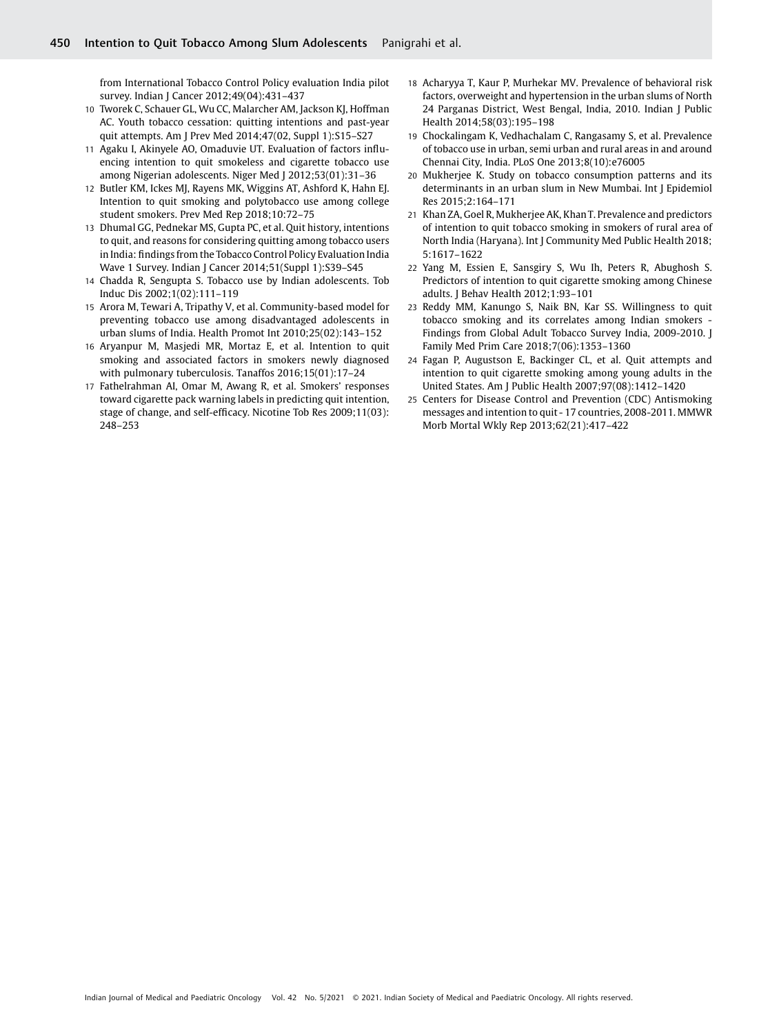from International Tobacco Control Policy evaluation India pilot survey. Indian J Cancer 2012;49(04):431–437

10 Tworek C, Schauer GL, Wu CC, Malarcher AM, Jackson KJ, Hoffman AC. Youth tobacco cessation: quitting intentions and past-year quit attempts. Am J Prev Med 2014;47(02, Suppl 1):S15–S27

11 Agaku I, Akinyele AO, Omaduvie UT. Evaluation of factors influencing intention to quit smokeless and cigarette tobacco use among Nigerian adolescents. Niger Med J 2012;53(01):31–36

12 Butler KM, Ickes MJ, Rayens MK, Wiggins AT, Ashford K, Hahn EJ. Intention to quit smoking and polytobacco use among college student smokers. Prev Med Rep 2018;10:72–75

13 Dhumal GG, Pednekar MS, Gupta PC, et al. Quit history, intentions to quit, and reasons for considering quitting among tobacco users in India: findings from the Tobacco Control Policy Evaluation India Wave 1 Survey. Indian J Cancer 2014;51(Suppl 1):S39–S45

14 Chadda R, Sengupta S. Tobacco use by Indian adolescents. Tob Induc Dis 2002;1(02):111–119

15 Arora M, Tewari A, Tripathy V, et al. Community-based model for preventing tobacco use among disadvantaged adolescents in urban slums of India. Health Promot Int 2010;25(02):143–152

16 Aryanpur M, Masjedi MR, Mortaz E, et al. Intention to quit smoking and associated factors in smokers newly diagnosed with pulmonary tuberculosis. Tanaffos 2016;15(01):17–24

17 Fathelrahman AI, Omar M, Awang R, et al. Smokers' responses toward cigarette pack warning labels in predicting quit intention, stage of change, and self-efficacy. Nicotine Tob Res 2009;11(03): 248–253

18 Acharyya T, Kaur P, Murhekar MV. Prevalence of behavioral risk factors, overweight and hypertension in the urban slums of North 24 Parganas District, West Bengal, India, 2010. Indian J Public Health 2014;58(03):195–198

19 Chockalingam K, Vedhachalam C, Rangasamy S, et al. Prevalence of tobacco use in urban, semi urban and rural areas in and around Chennai City, India. PLoS One 2013;8(10):e76005

20 Mukherjee K. Study on tobacco consumption patterns and its determinants in an urban slum in New Mumbai. Int J Epidemiol Res 2015;2:164–171

21 Khan ZA, Goel R, Mukherjee AK, Khan T. Prevalence and predictors of intention to quit tobacco smoking in smokers of rural area of North India (Haryana). Int J Community Med Public Health 2018; 5:1617–1622

22 Yang M, Essien E, Sansgiry S, Wu Ih, Peters R, Abughosh S. Predictors of intention to quit cigarette smoking among Chinese adults. J Behav Health 2012;1:93–101

23 Reddy MM, Kanungo S, Naik BN, Kar SS. Willingness to quit tobacco smoking and its correlates among Indian smokers - Findings from Global Adult Tobacco Survey India, 2009-2010. J Family Med Prim Care 2018;7(06):1353–1360

24 Fagan P, Augustson E, Backinger CL, et al. Quit attempts and intention to quit cigarette smoking among young adults in the United States. Am J Public Health 2007;97(08):1412–1420

25 Centers for Disease Control and Prevention (CDC) Antismoking messages and intention to quit - 17 countries, 2008-2011. MMWR Morb Mortal Wkly Rep 2013;62(21):417–422